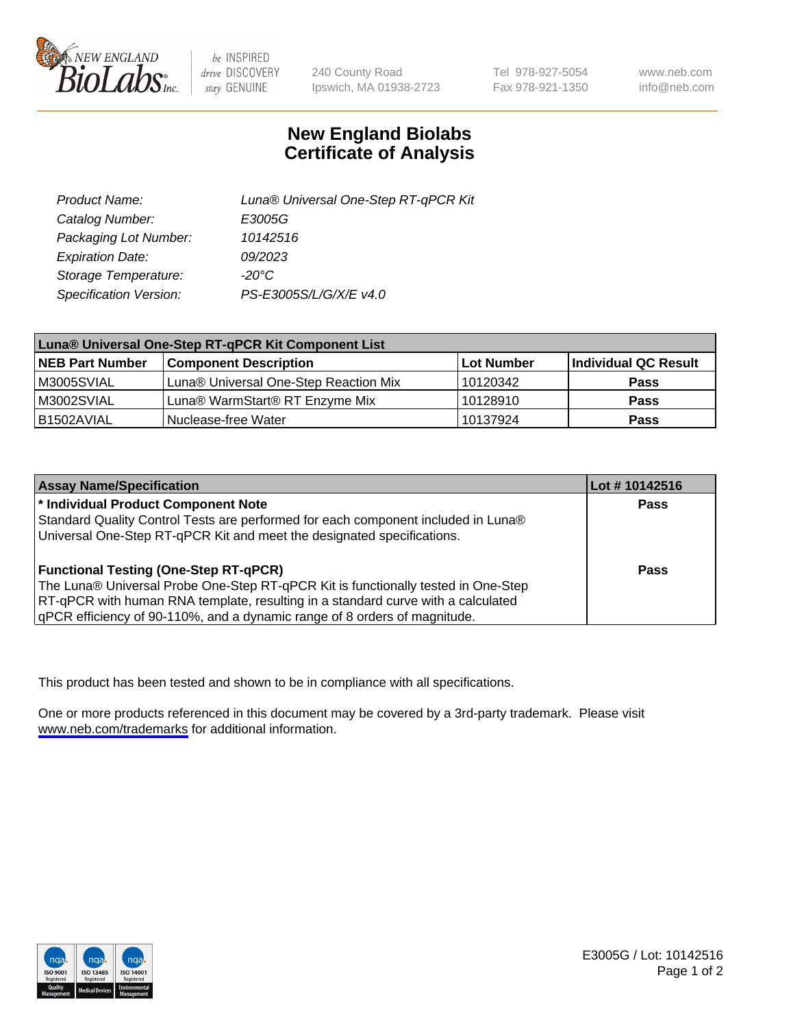# New England Biolabs Certificate of Analysis

| | |
|---|---|
| *Product Name:* | *Luna® Universal One-Step RT-qPCR Kit* |
| *Catalog Number:* | *E3005G* |
| *Packaging Lot Number:* | *10142516* |
| *Expiration Date:* | *09/2023* |
| *Storage Temperature:* | *-20°C* |
| *Specification Version:* | *PS-E3005S/L/G/X/E v4.0* |

| Luna® Universal One-Step RT-qPCR Kit Component List | | | |
|---|---|---|---|
| **NEB Part Number** | **Component Description** | **Lot Number** | **Individual QC Result** |
| M3005SVIAL | Luna® Universal One-Step Reaction Mix | 10120342 | **Pass** |
| M3002SVIAL | Luna® WarmStart® RT Enzyme Mix | 10128910 | **Pass** |
| B1502AVIAL | Nuclease-free Water | 10137924 | **Pass** |

| Assay Name/Specification | Lot # 10142516 |
|---|---|
| **\* Individual Product Component Note**<br>Standard Quality Control Tests are performed for each component included in Luna® Universal One-Step RT-qPCR Kit and meet the designated specifications. | **Pass** |
| **Functional Testing (One-Step RT-qPCR)**<br>The Luna® Universal Probe One-Step RT-qPCR Kit is functionally tested in One-Step RT-qPCR with human RNA template, resulting in a standard curve with a calculated qPCR efficiency of 90-110%, and a dynamic range of 8 orders of magnitude. | **Pass** |

This product has been tested and shown to be in compliance with all specifications.

One or more products referenced in this document may be covered by a 3rd-party trademark. Please visit www.neb.com/trademarks for additional information.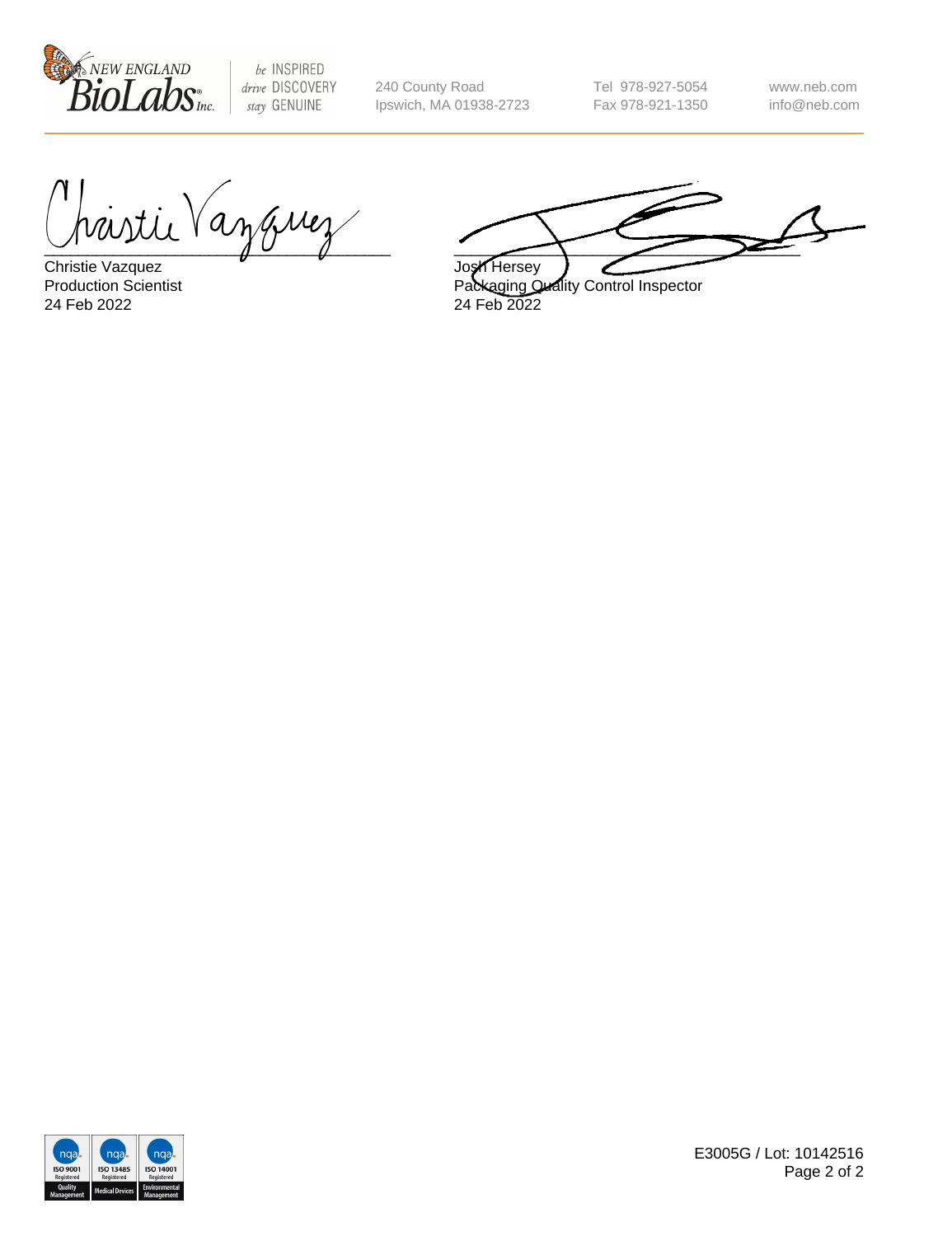Christie Vazquez
Production Scientist
24 Feb 2022

Josh Hersey
Packaging Quality Control Inspector
24 Feb 2022

E3005G / Lot: 10142516